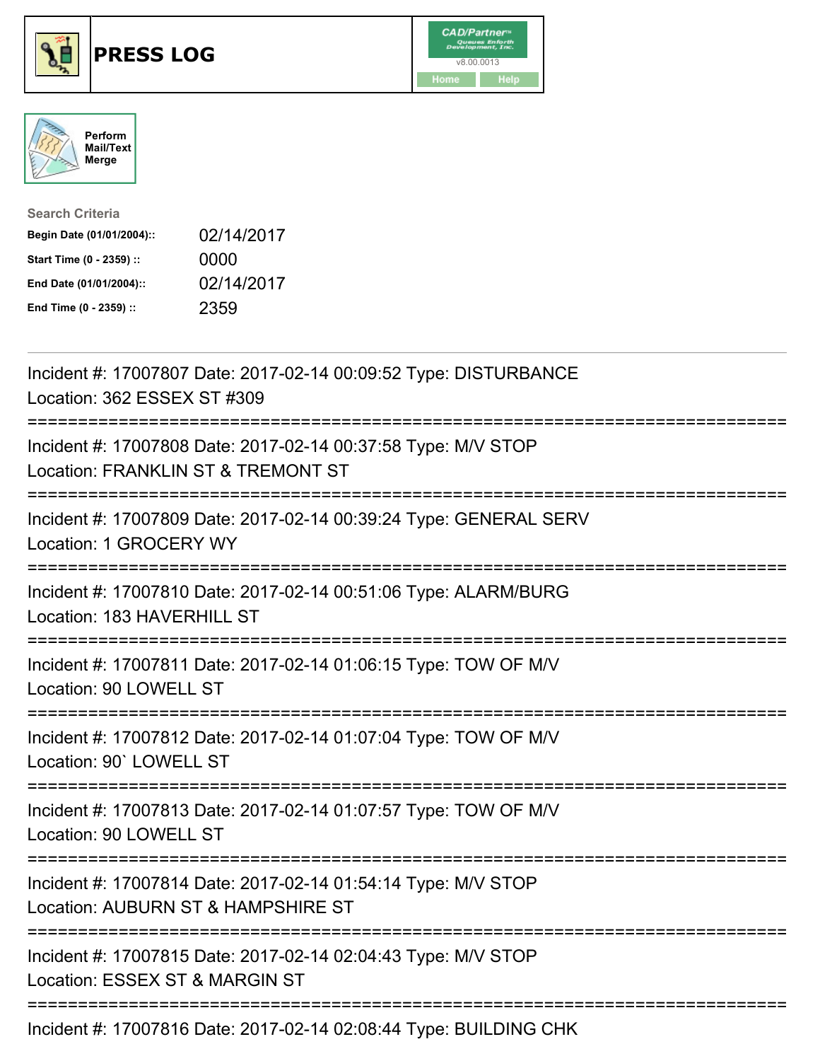# PRESS LOG

CAD/Partner v8.00.0013

Home | Help

Perform Mail/Text Merge

**Search Criteria**

| | |
|---|---|
| **Begin Date (01/01/2004)::** | 02/14/2017 |
| **Start Time (0 - 2359) ::** | 0000 |
| **End Date (01/01/2004)::** | 02/14/2017 |
| **End Time (0 - 2359) ::** | 2359 |

---

Incident #: 17007807 Date: 2017-02-14 00:09:52 Type: DISTURBANCE
Location: 362 ESSEX ST #309

===========================================================================

Incident #: 17007808 Date: 2017-02-14 00:37:58 Type: M/V STOP
Location: FRANKLIN ST & TREMONT ST

===========================================================================

Incident #: 17007809 Date: 2017-02-14 00:39:24 Type: GENERAL SERV
Location: 1 GROCERY WY

===========================================================================

Incident #: 17007810 Date: 2017-02-14 00:51:06 Type: ALARM/BURG
Location: 183 HAVERHILL ST

===========================================================================

Incident #: 17007811 Date: 2017-02-14 01:06:15 Type: TOW OF M/V
Location: 90 LOWELL ST

===========================================================================

Incident #: 17007812 Date: 2017-02-14 01:07:04 Type: TOW OF M/V
Location: 90` LOWELL ST

===========================================================================

Incident #: 17007813 Date: 2017-02-14 01:07:57 Type: TOW OF M/V
Location: 90 LOWELL ST

===========================================================================

Incident #: 17007814 Date: 2017-02-14 01:54:14 Type: M/V STOP
Location: AUBURN ST & HAMPSHIRE ST

===========================================================================

Incident #: 17007815 Date: 2017-02-14 02:04:43 Type: M/V STOP
Location: ESSEX ST & MARGIN ST

===========================================================================

Incident #: 17007816 Date: 2017-02-14 02:08:44 Type: BUILDING CHK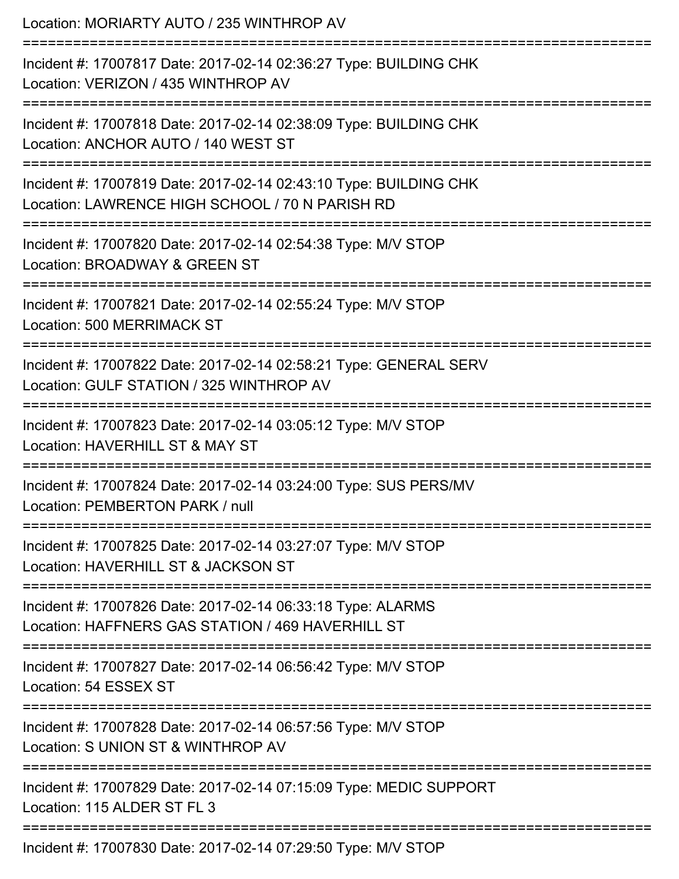Location: MORIARTY AUTO / 235 WINTHROP AV

===========================================================================

Incident #: 17007817 Date: 2017-02-14 02:36:27 Type: BUILDING CHK
Location: VERIZON / 435 WINTHROP AV

===========================================================================

Incident #: 17007818 Date: 2017-02-14 02:38:09 Type: BUILDING CHK
Location: ANCHOR AUTO / 140 WEST ST

===========================================================================

Incident #: 17007819 Date: 2017-02-14 02:43:10 Type: BUILDING CHK
Location: LAWRENCE HIGH SCHOOL / 70 N PARISH RD

===========================================================================

Incident #: 17007820 Date: 2017-02-14 02:54:38 Type: M/V STOP
Location: BROADWAY & GREEN ST

===========================================================================

Incident #: 17007821 Date: 2017-02-14 02:55:24 Type: M/V STOP
Location: 500 MERRIMACK ST

===========================================================================

Incident #: 17007822 Date: 2017-02-14 02:58:21 Type: GENERAL SERV
Location: GULF STATION / 325 WINTHROP AV

===========================================================================

Incident #: 17007823 Date: 2017-02-14 03:05:12 Type: M/V STOP
Location: HAVERHILL ST & MAY ST

===========================================================================

Incident #: 17007824 Date: 2017-02-14 03:24:00 Type: SUS PERS/MV
Location: PEMBERTON PARK / null

===========================================================================

Incident #: 17007825 Date: 2017-02-14 03:27:07 Type: M/V STOP
Location: HAVERHILL ST & JACKSON ST

===========================================================================

Incident #: 17007826 Date: 2017-02-14 06:33:18 Type: ALARMS
Location: HAFFNERS GAS STATION / 469 HAVERHILL ST

===========================================================================

Incident #: 17007827 Date: 2017-02-14 06:56:42 Type: M/V STOP
Location: 54 ESSEX ST

===========================================================================

Incident #: 17007828 Date: 2017-02-14 06:57:56 Type: M/V STOP
Location: S UNION ST & WINTHROP AV

===========================================================================

Incident #: 17007829 Date: 2017-02-14 07:15:09 Type: MEDIC SUPPORT
Location: 115 ALDER ST FL 3

===========================================================================

Incident #: 17007830 Date: 2017-02-14 07:29:50 Type: M/V STOP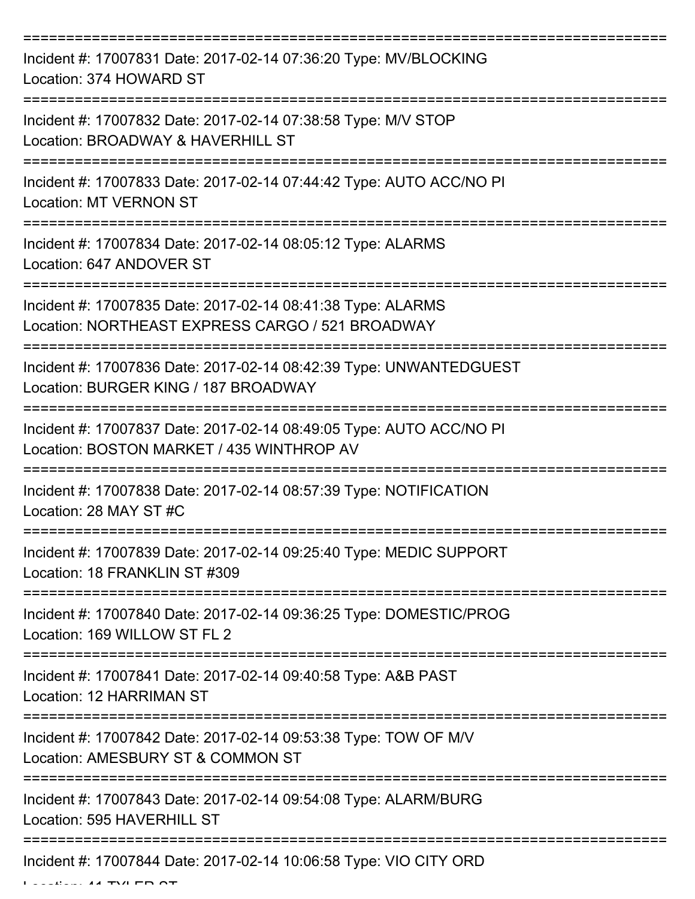Incident #: 17007831 Date: 2017-02-14 07:36:20 Type: MV/BLOCKING
Location: 374 HOWARD ST

Incident #: 17007832 Date: 2017-02-14 07:38:58 Type: M/V STOP
Location: BROADWAY & HAVERHILL ST

Incident #: 17007833 Date: 2017-02-14 07:44:42 Type: AUTO ACC/NO PI
Location: MT VERNON ST

Incident #: 17007834 Date: 2017-02-14 08:05:12 Type: ALARMS
Location: 647 ANDOVER ST

Incident #: 17007835 Date: 2017-02-14 08:41:38 Type: ALARMS
Location: NORTHEAST EXPRESS CARGO / 521 BROADWAY

Incident #: 17007836 Date: 2017-02-14 08:42:39 Type: UNWANTEDGUEST
Location: BURGER KING / 187 BROADWAY

Incident #: 17007837 Date: 2017-02-14 08:49:05 Type: AUTO ACC/NO PI
Location: BOSTON MARKET / 435 WINTHROP AV

Incident #: 17007838 Date: 2017-02-14 08:57:39 Type: NOTIFICATION
Location: 28 MAY ST #C

Incident #: 17007839 Date: 2017-02-14 09:25:40 Type: MEDIC SUPPORT
Location: 18 FRANKLIN ST #309

Incident #: 17007840 Date: 2017-02-14 09:36:25 Type: DOMESTIC/PROG
Location: 169 WILLOW ST FL 2

Incident #: 17007841 Date: 2017-02-14 09:40:58 Type: A&B PAST
Location: 12 HARRIMAN ST

Incident #: 17007842 Date: 2017-02-14 09:53:38 Type: TOW OF M/V
Location: AMESBURY ST & COMMON ST

Incident #: 17007843 Date: 2017-02-14 09:54:08 Type: ALARM/BURG
Location: 595 HAVERHILL ST

Incident #: 17007844 Date: 2017-02-14 10:06:58 Type: VIO CITY ORD
Location: 41 TYLER ST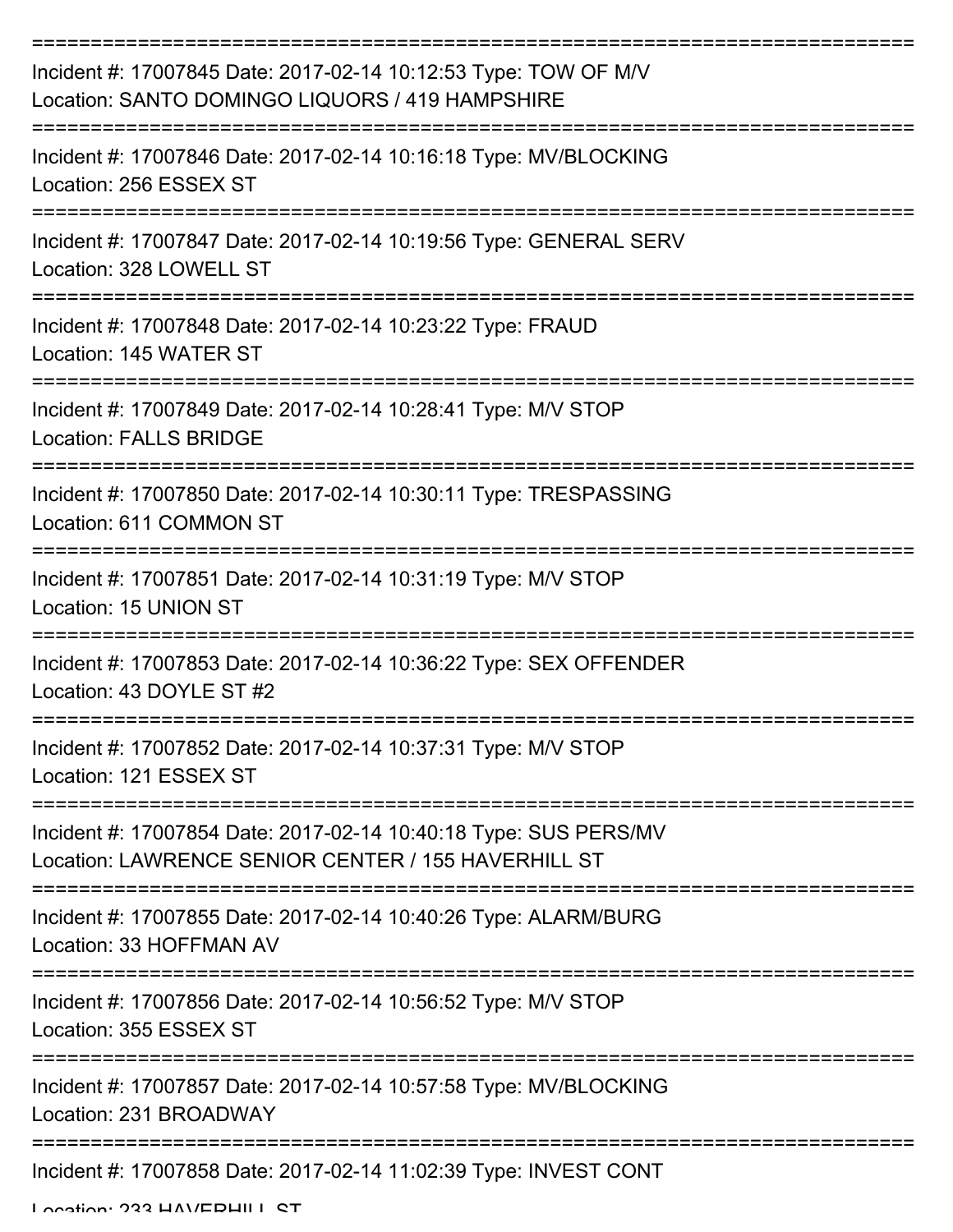===========================================================================

Incident #: 17007845 Date: 2017-02-14 10:12:53 Type: TOW OF M/V
Location: SANTO DOMINGO LIQUORS / 419 HAMPSHIRE

===========================================================================

Incident #: 17007846 Date: 2017-02-14 10:16:18 Type: MV/BLOCKING
Location: 256 ESSEX ST

===========================================================================

Incident #: 17007847 Date: 2017-02-14 10:19:56 Type: GENERAL SERV
Location: 328 LOWELL ST

===========================================================================

Incident #: 17007848 Date: 2017-02-14 10:23:22 Type: FRAUD
Location: 145 WATER ST

===========================================================================

Incident #: 17007849 Date: 2017-02-14 10:28:41 Type: M/V STOP
Location: FALLS BRIDGE

===========================================================================

Incident #: 17007850 Date: 2017-02-14 10:30:11 Type: TRESPASSING
Location: 611 COMMON ST

===========================================================================

Incident #: 17007851 Date: 2017-02-14 10:31:19 Type: M/V STOP
Location: 15 UNION ST

===========================================================================

Incident #: 17007853 Date: 2017-02-14 10:36:22 Type: SEX OFFENDER
Location: 43 DOYLE ST #2

===========================================================================

Incident #: 17007852 Date: 2017-02-14 10:37:31 Type: M/V STOP
Location: 121 ESSEX ST

===========================================================================

Incident #: 17007854 Date: 2017-02-14 10:40:18 Type: SUS PERS/MV
Location: LAWRENCE SENIOR CENTER / 155 HAVERHILL ST

===========================================================================

Incident #: 17007855 Date: 2017-02-14 10:40:26 Type: ALARM/BURG
Location: 33 HOFFMAN AV

===========================================================================

Incident #: 17007856 Date: 2017-02-14 10:56:52 Type: M/V STOP
Location: 355 ESSEX ST

===========================================================================

Incident #: 17007857 Date: 2017-02-14 10:57:58 Type: MV/BLOCKING
Location: 231 BROADWAY

===========================================================================

Incident #: 17007858 Date: 2017-02-14 11:02:39 Type: INVEST CONT
Location: 233 HAVERHILL ST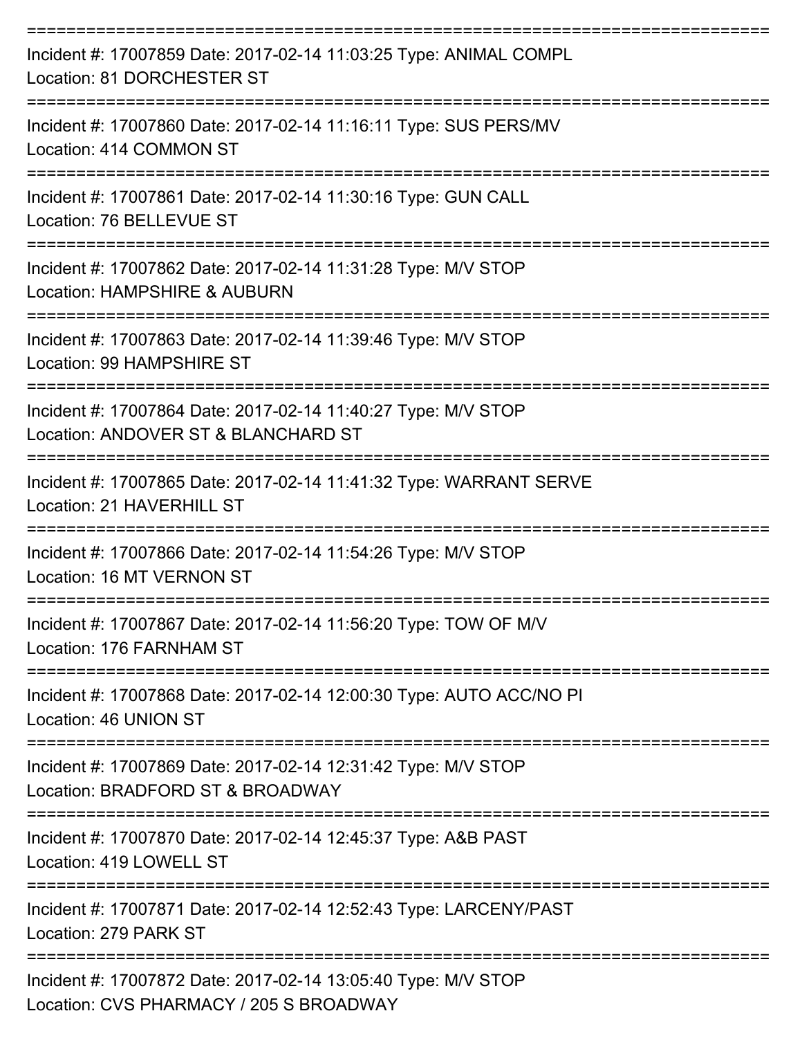===========================================================================
Incident #: 17007859 Date: 2017-02-14 11:03:25 Type: ANIMAL COMPL
Location: 81 DORCHESTER ST
===========================================================================
Incident #: 17007860 Date: 2017-02-14 11:16:11 Type: SUS PERS/MV
Location: 414 COMMON ST
===========================================================================
Incident #: 17007861 Date: 2017-02-14 11:30:16 Type: GUN CALL
Location: 76 BELLEVUE ST
===========================================================================
Incident #: 17007862 Date: 2017-02-14 11:31:28 Type: M/V STOP
Location: HAMPSHIRE & AUBURN
===========================================================================
Incident #: 17007863 Date: 2017-02-14 11:39:46 Type: M/V STOP
Location: 99 HAMPSHIRE ST
===========================================================================
Incident #: 17007864 Date: 2017-02-14 11:40:27 Type: M/V STOP
Location: ANDOVER ST & BLANCHARD ST
===========================================================================
Incident #: 17007865 Date: 2017-02-14 11:41:32 Type: WARRANT SERVE
Location: 21 HAVERHILL ST
===========================================================================
Incident #: 17007866 Date: 2017-02-14 11:54:26 Type: M/V STOP
Location: 16 MT VERNON ST
===========================================================================
Incident #: 17007867 Date: 2017-02-14 11:56:20 Type: TOW OF M/V
Location: 176 FARNHAM ST
===========================================================================
Incident #: 17007868 Date: 2017-02-14 12:00:30 Type: AUTO ACC/NO PI
Location: 46 UNION ST
===========================================================================
Incident #: 17007869 Date: 2017-02-14 12:31:42 Type: M/V STOP
Location: BRADFORD ST & BROADWAY
===========================================================================
Incident #: 17007870 Date: 2017-02-14 12:45:37 Type: A&B PAST
Location: 419 LOWELL ST
===========================================================================
Incident #: 17007871 Date: 2017-02-14 12:52:43 Type: LARCENY/PAST
Location: 279 PARK ST
===========================================================================
Incident #: 17007872 Date: 2017-02-14 13:05:40 Type: M/V STOP
Location: CVS PHARMACY / 205 S BROADWAY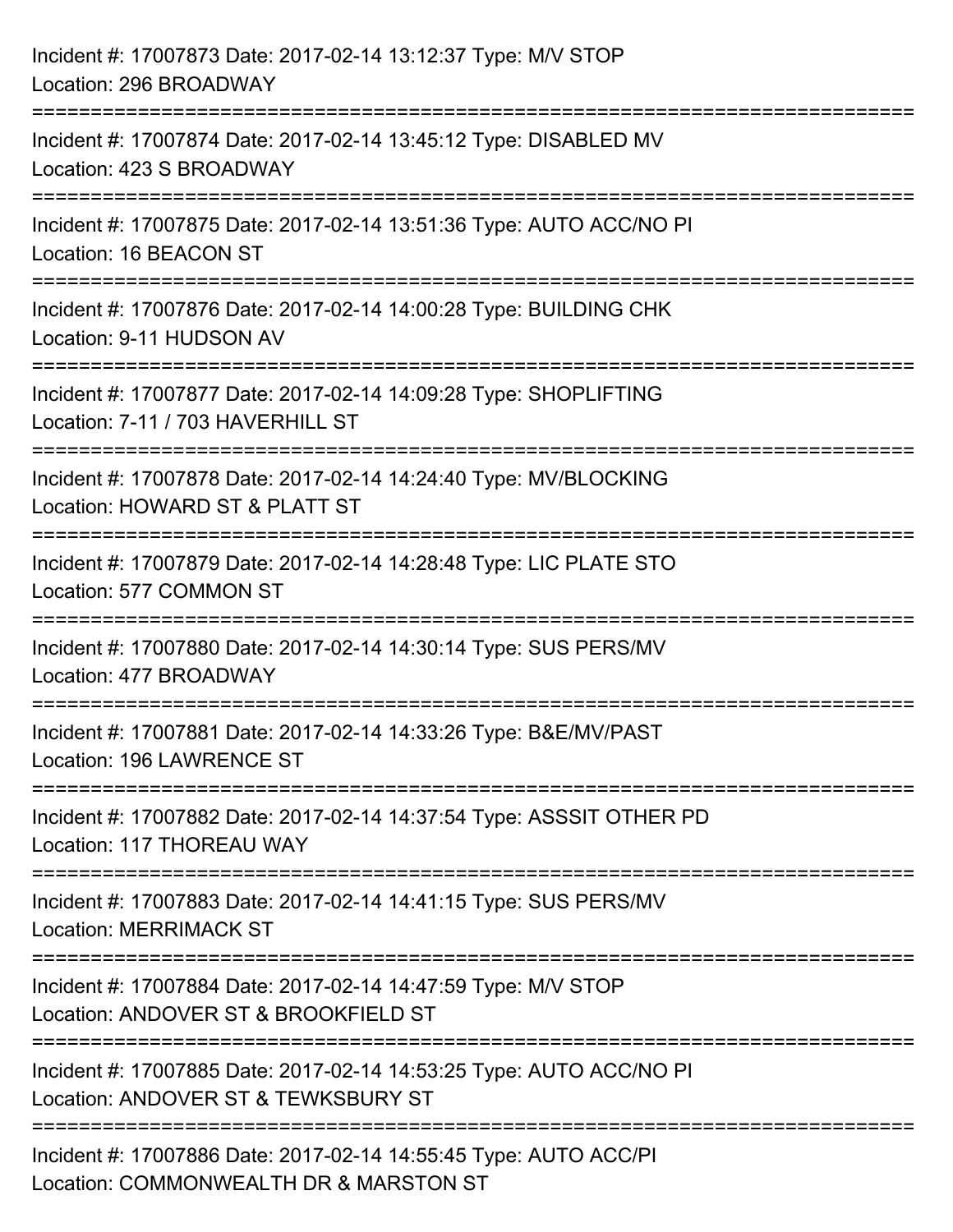Incident #: 17007873 Date: 2017-02-14 13:12:37 Type: M/V STOP
Location: 296 BROADWAY

===========================================================================

Incident #: 17007874 Date: 2017-02-14 13:45:12 Type: DISABLED MV
Location: 423 S BROADWAY

===========================================================================

Incident #: 17007875 Date: 2017-02-14 13:51:36 Type: AUTO ACC/NO PI
Location: 16 BEACON ST

===========================================================================

Incident #: 17007876 Date: 2017-02-14 14:00:28 Type: BUILDING CHK
Location: 9-11 HUDSON AV

===========================================================================

Incident #: 17007877 Date: 2017-02-14 14:09:28 Type: SHOPLIFTING
Location: 7-11 / 703 HAVERHILL ST

===========================================================================

Incident #: 17007878 Date: 2017-02-14 14:24:40 Type: MV/BLOCKING
Location: HOWARD ST & PLATT ST

===========================================================================

Incident #: 17007879 Date: 2017-02-14 14:28:48 Type: LIC PLATE STO
Location: 577 COMMON ST

===========================================================================

Incident #: 17007880 Date: 2017-02-14 14:30:14 Type: SUS PERS/MV
Location: 477 BROADWAY

===========================================================================

Incident #: 17007881 Date: 2017-02-14 14:33:26 Type: B&E/MV/PAST
Location: 196 LAWRENCE ST

===========================================================================

Incident #: 17007882 Date: 2017-02-14 14:37:54 Type: ASSSIT OTHER PD
Location: 117 THOREAU WAY

===========================================================================

Incident #: 17007883 Date: 2017-02-14 14:41:15 Type: SUS PERS/MV
Location: MERRIMACK ST

===========================================================================

Incident #: 17007884 Date: 2017-02-14 14:47:59 Type: M/V STOP
Location: ANDOVER ST & BROOKFIELD ST

===========================================================================

Incident #: 17007885 Date: 2017-02-14 14:53:25 Type: AUTO ACC/NO PI
Location: ANDOVER ST & TEWKSBURY ST

===========================================================================

Incident #: 17007886 Date: 2017-02-14 14:55:45 Type: AUTO ACC/PI
Location: COMMONWEALTH DR & MARSTON ST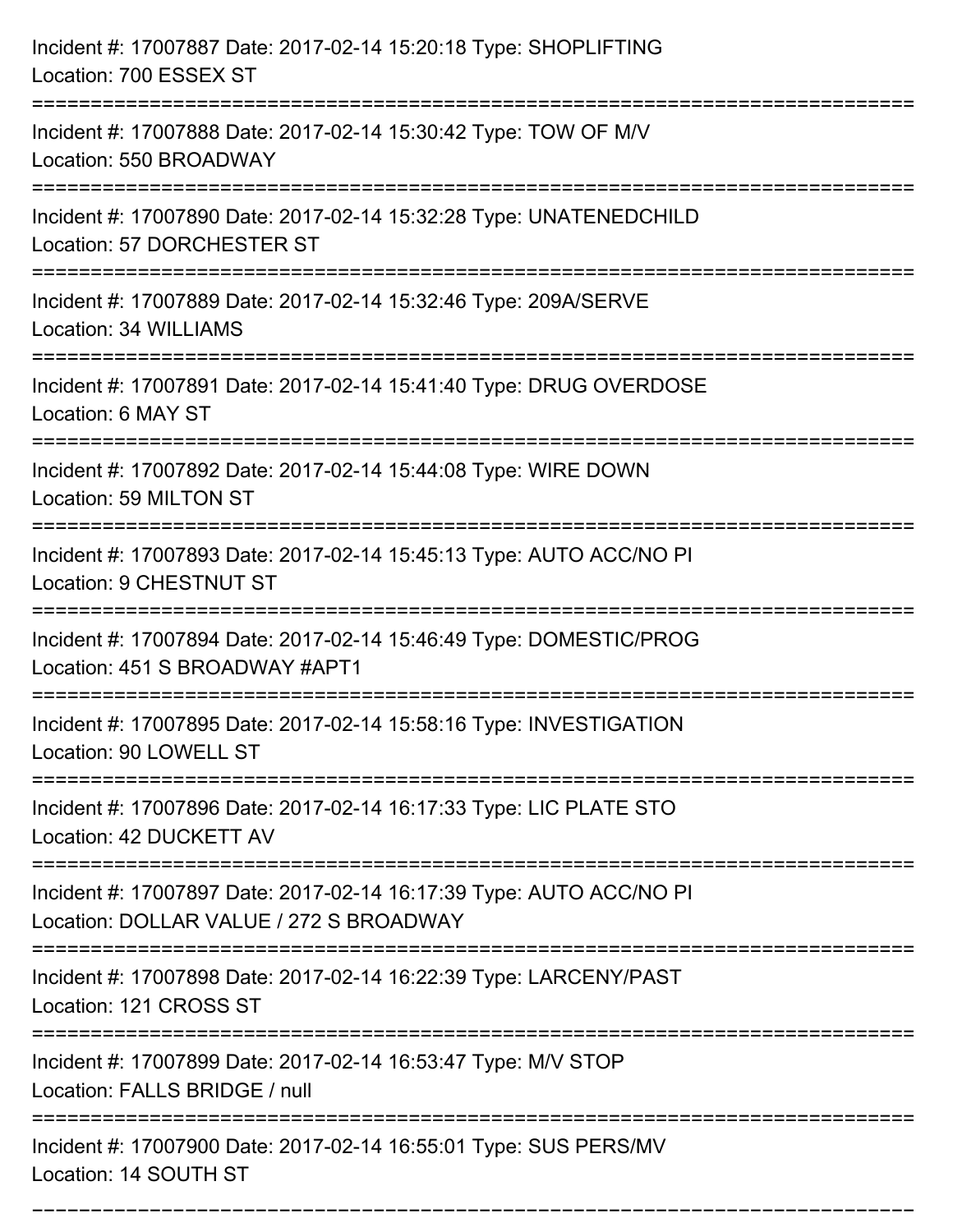Incident #: 17007887 Date: 2017-02-14 15:20:18 Type: SHOPLIFTING
Location: 700 ESSEX ST
===========================================================================
Incident #: 17007888 Date: 2017-02-14 15:30:42 Type: TOW OF M/V
Location: 550 BROADWAY
===========================================================================
Incident #: 17007890 Date: 2017-02-14 15:32:28 Type: UNATENEDCHILD
Location: 57 DORCHESTER ST
===========================================================================
Incident #: 17007889 Date: 2017-02-14 15:32:46 Type: 209A/SERVE
Location: 34 WILLIAMS
===========================================================================
Incident #: 17007891 Date: 2017-02-14 15:41:40 Type: DRUG OVERDOSE
Location: 6 MAY ST
===========================================================================
Incident #: 17007892 Date: 2017-02-14 15:44:08 Type: WIRE DOWN
Location: 59 MILTON ST
===========================================================================
Incident #: 17007893 Date: 2017-02-14 15:45:13 Type: AUTO ACC/NO PI
Location: 9 CHESTNUT ST
===========================================================================
Incident #: 17007894 Date: 2017-02-14 15:46:49 Type: DOMESTIC/PROG
Location: 451 S BROADWAY #APT1
===========================================================================
Incident #: 17007895 Date: 2017-02-14 15:58:16 Type: INVESTIGATION
Location: 90 LOWELL ST
===========================================================================
Incident #: 17007896 Date: 2017-02-14 16:17:33 Type: LIC PLATE STO
Location: 42 DUCKETT AV
===========================================================================
Incident #: 17007897 Date: 2017-02-14 16:17:39 Type: AUTO ACC/NO PI
Location: DOLLAR VALUE / 272 S BROADWAY
===========================================================================
Incident #: 17007898 Date: 2017-02-14 16:22:39 Type: LARCENY/PAST
Location: 121 CROSS ST
===========================================================================
Incident #: 17007899 Date: 2017-02-14 16:53:47 Type: M/V STOP
Location: FALLS BRIDGE / null
===========================================================================
Incident #: 17007900 Date: 2017-02-14 16:55:01 Type: SUS PERS/MV
Location: 14 SOUTH ST
===========================================================================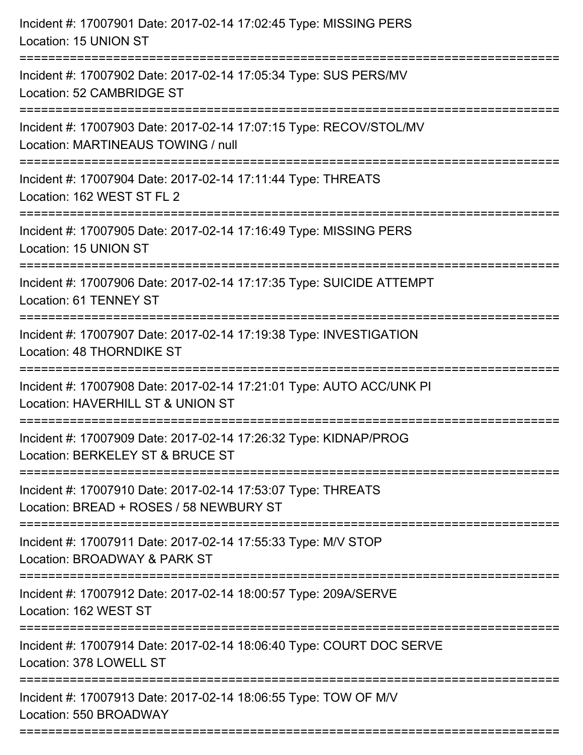Incident #: 17007901 Date: 2017-02-14 17:02:45 Type: MISSING PERS
Location: 15 UNION ST

===========================================================================

Incident #: 17007902 Date: 2017-02-14 17:05:34 Type: SUS PERS/MV
Location: 52 CAMBRIDGE ST

===========================================================================

Incident #: 17007903 Date: 2017-02-14 17:07:15 Type: RECOV/STOL/MV
Location: MARTINEAUS TOWING / null

===========================================================================

Incident #: 17007904 Date: 2017-02-14 17:11:44 Type: THREATS
Location: 162 WEST ST FL 2

===========================================================================

Incident #: 17007905 Date: 2017-02-14 17:16:49 Type: MISSING PERS
Location: 15 UNION ST

===========================================================================

Incident #: 17007906 Date: 2017-02-14 17:17:35 Type: SUICIDE ATTEMPT
Location: 61 TENNEY ST

===========================================================================

Incident #: 17007907 Date: 2017-02-14 17:19:38 Type: INVESTIGATION
Location: 48 THORNDIKE ST

===========================================================================

Incident #: 17007908 Date: 2017-02-14 17:21:01 Type: AUTO ACC/UNK PI
Location: HAVERHILL ST & UNION ST

===========================================================================

Incident #: 17007909 Date: 2017-02-14 17:26:32 Type: KIDNAP/PROG
Location: BERKELEY ST & BRUCE ST

===========================================================================

Incident #: 17007910 Date: 2017-02-14 17:53:07 Type: THREATS
Location: BREAD + ROSES / 58 NEWBURY ST

===========================================================================

Incident #: 17007911 Date: 2017-02-14 17:55:33 Type: M/V STOP
Location: BROADWAY & PARK ST

===========================================================================

Incident #: 17007912 Date: 2017-02-14 18:00:57 Type: 209A/SERVE
Location: 162 WEST ST

===========================================================================

Incident #: 17007914 Date: 2017-02-14 18:06:40 Type: COURT DOC SERVE
Location: 378 LOWELL ST

===========================================================================

Incident #: 17007913 Date: 2017-02-14 18:06:55 Type: TOW OF M/V
Location: 550 BROADWAY

===========================================================================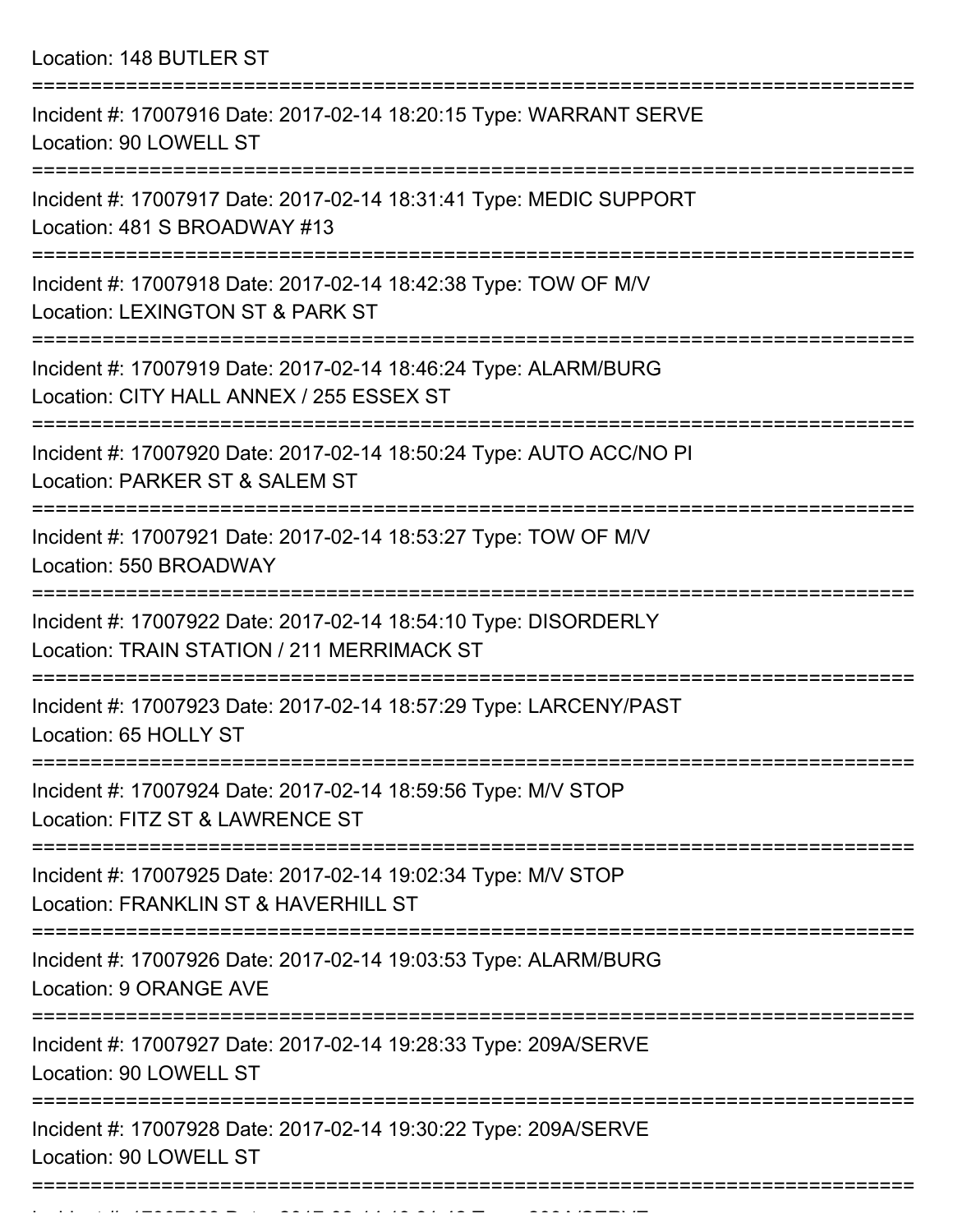Location: 148 BUTLER ST

===========================================================================

Incident #: 17007916 Date: 2017-02-14 18:20:15 Type: WARRANT SERVE
Location: 90 LOWELL ST

===========================================================================

Incident #: 17007917 Date: 2017-02-14 18:31:41 Type: MEDIC SUPPORT
Location: 481 S BROADWAY #13

===========================================================================

Incident #: 17007918 Date: 2017-02-14 18:42:38 Type: TOW OF M/V
Location: LEXINGTON ST & PARK ST

===========================================================================

Incident #: 17007919 Date: 2017-02-14 18:46:24 Type: ALARM/BURG
Location: CITY HALL ANNEX / 255 ESSEX ST

===========================================================================

Incident #: 17007920 Date: 2017-02-14 18:50:24 Type: AUTO ACC/NO PI
Location: PARKER ST & SALEM ST

===========================================================================

Incident #: 17007921 Date: 2017-02-14 18:53:27 Type: TOW OF M/V
Location: 550 BROADWAY

===========================================================================

Incident #: 17007922 Date: 2017-02-14 18:54:10 Type: DISORDERLY
Location: TRAIN STATION / 211 MERRIMACK ST

===========================================================================

Incident #: 17007923 Date: 2017-02-14 18:57:29 Type: LARCENY/PAST
Location: 65 HOLLY ST

===========================================================================

Incident #: 17007924 Date: 2017-02-14 18:59:56 Type: M/V STOP
Location: FITZ ST & LAWRENCE ST

===========================================================================

Incident #: 17007925 Date: 2017-02-14 19:02:34 Type: M/V STOP
Location: FRANKLIN ST & HAVERHILL ST

===========================================================================

Incident #: 17007926 Date: 2017-02-14 19:03:53 Type: ALARM/BURG
Location: 9 ORANGE AVE

===========================================================================

Incident #: 17007927 Date: 2017-02-14 19:28:33 Type: 209A/SERVE
Location: 90 LOWELL ST

===========================================================================

Incident #: 17007928 Date: 2017-02-14 19:30:22 Type: 209A/SERVE
Location: 90 LOWELL ST

===========================================================================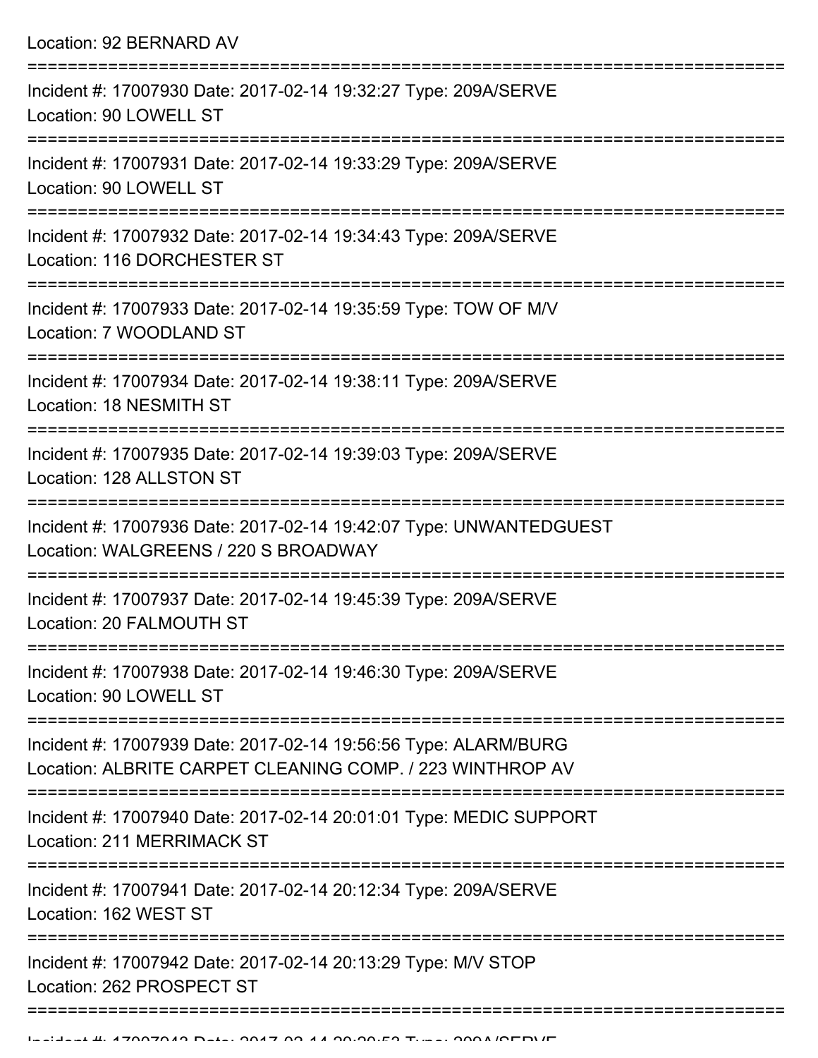Location: 92 BERNARD AV

===========================================================================

Incident #: 17007930 Date: 2017-02-14 19:32:27 Type: 209A/SERVE
Location: 90 LOWELL ST

===========================================================================

Incident #: 17007931 Date: 2017-02-14 19:33:29 Type: 209A/SERVE
Location: 90 LOWELL ST

===========================================================================

Incident #: 17007932 Date: 2017-02-14 19:34:43 Type: 209A/SERVE
Location: 116 DORCHESTER ST

===========================================================================

Incident #: 17007933 Date: 2017-02-14 19:35:59 Type: TOW OF M/V
Location: 7 WOODLAND ST

===========================================================================

Incident #: 17007934 Date: 2017-02-14 19:38:11 Type: 209A/SERVE
Location: 18 NESMITH ST

===========================================================================

Incident #: 17007935 Date: 2017-02-14 19:39:03 Type: 209A/SERVE
Location: 128 ALLSTON ST

===========================================================================

Incident #: 17007936 Date: 2017-02-14 19:42:07 Type: UNWANTEDGUEST
Location: WALGREENS / 220 S BROADWAY

===========================================================================

Incident #: 17007937 Date: 2017-02-14 19:45:39 Type: 209A/SERVE
Location: 20 FALMOUTH ST

===========================================================================

Incident #: 17007938 Date: 2017-02-14 19:46:30 Type: 209A/SERVE
Location: 90 LOWELL ST

===========================================================================

Incident #: 17007939 Date: 2017-02-14 19:56:56 Type: ALARM/BURG
Location: ALBRITE CARPET CLEANING COMP. / 223 WINTHROP AV

===========================================================================

Incident #: 17007940 Date: 2017-02-14 20:01:01 Type: MEDIC SUPPORT
Location: 211 MERRIMACK ST

===========================================================================

Incident #: 17007941 Date: 2017-02-14 20:12:34 Type: 209A/SERVE
Location: 162 WEST ST

===========================================================================

Incident #: 17007942 Date: 2017-02-14 20:13:29 Type: M/V STOP
Location: 262 PROSPECT ST

===========================================================================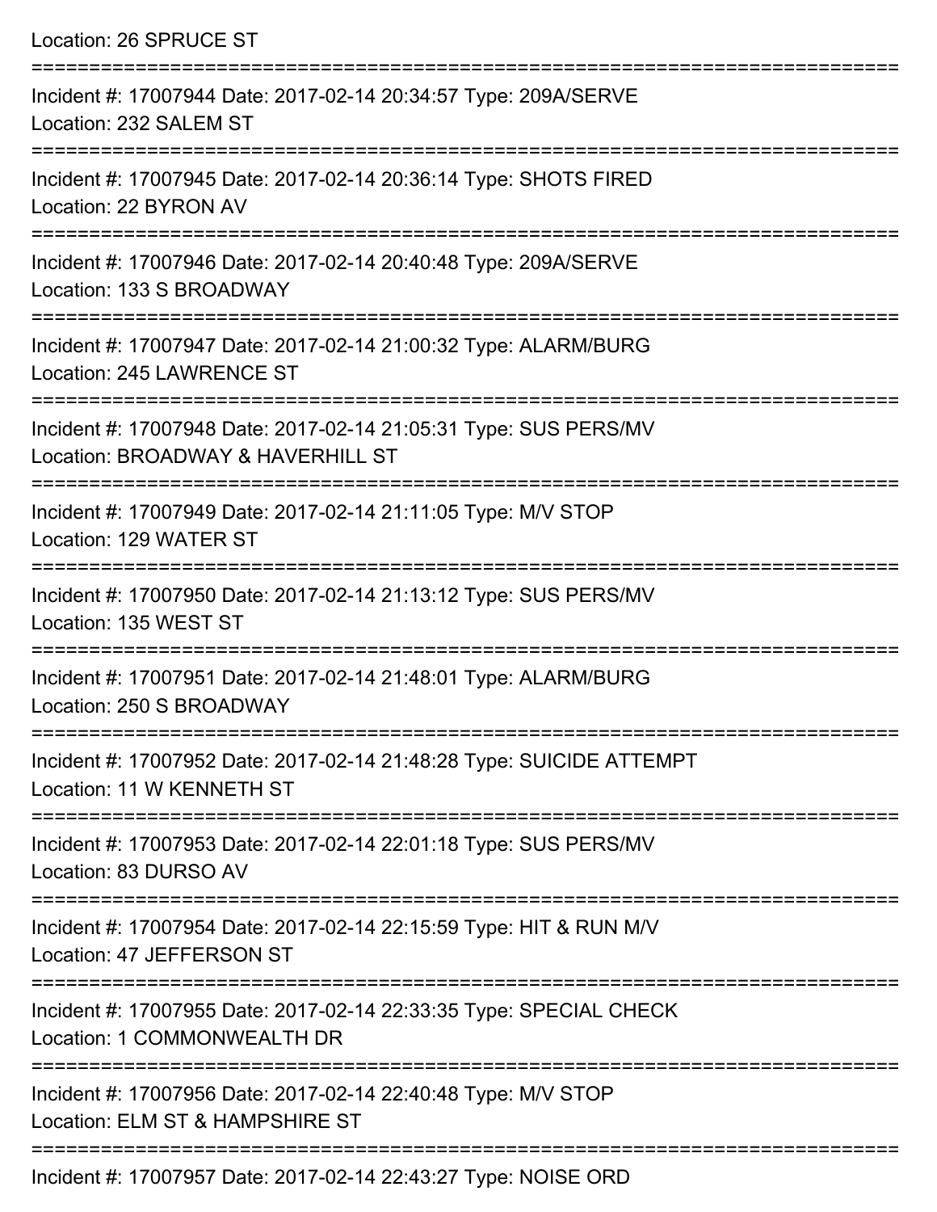Location: 26 SPRUCE ST

===========================================================================

Incident #: 17007944 Date: 2017-02-14 20:34:57 Type: 209A/SERVE
Location: 232 SALEM ST

===========================================================================

Incident #: 17007945 Date: 2017-02-14 20:36:14 Type: SHOTS FIRED
Location: 22 BYRON AV

===========================================================================

Incident #: 17007946 Date: 2017-02-14 20:40:48 Type: 209A/SERVE
Location: 133 S BROADWAY

===========================================================================

Incident #: 17007947 Date: 2017-02-14 21:00:32 Type: ALARM/BURG
Location: 245 LAWRENCE ST

===========================================================================

Incident #: 17007948 Date: 2017-02-14 21:05:31 Type: SUS PERS/MV
Location: BROADWAY & HAVERHILL ST

===========================================================================

Incident #: 17007949 Date: 2017-02-14 21:11:05 Type: M/V STOP
Location: 129 WATER ST

===========================================================================

Incident #: 17007950 Date: 2017-02-14 21:13:12 Type: SUS PERS/MV
Location: 135 WEST ST

===========================================================================

Incident #: 17007951 Date: 2017-02-14 21:48:01 Type: ALARM/BURG
Location: 250 S BROADWAY

===========================================================================

Incident #: 17007952 Date: 2017-02-14 21:48:28 Type: SUICIDE ATTEMPT
Location: 11 W KENNETH ST

===========================================================================

Incident #: 17007953 Date: 2017-02-14 22:01:18 Type: SUS PERS/MV
Location: 83 DURSO AV

===========================================================================

Incident #: 17007954 Date: 2017-02-14 22:15:59 Type: HIT & RUN M/V
Location: 47 JEFFERSON ST

===========================================================================

Incident #: 17007955 Date: 2017-02-14 22:33:35 Type: SPECIAL CHECK
Location: 1 COMMONWEALTH DR

===========================================================================

Incident #: 17007956 Date: 2017-02-14 22:40:48 Type: M/V STOP
Location: ELM ST & HAMPSHIRE ST

===========================================================================

Incident #: 17007957 Date: 2017-02-14 22:43:27 Type: NOISE ORD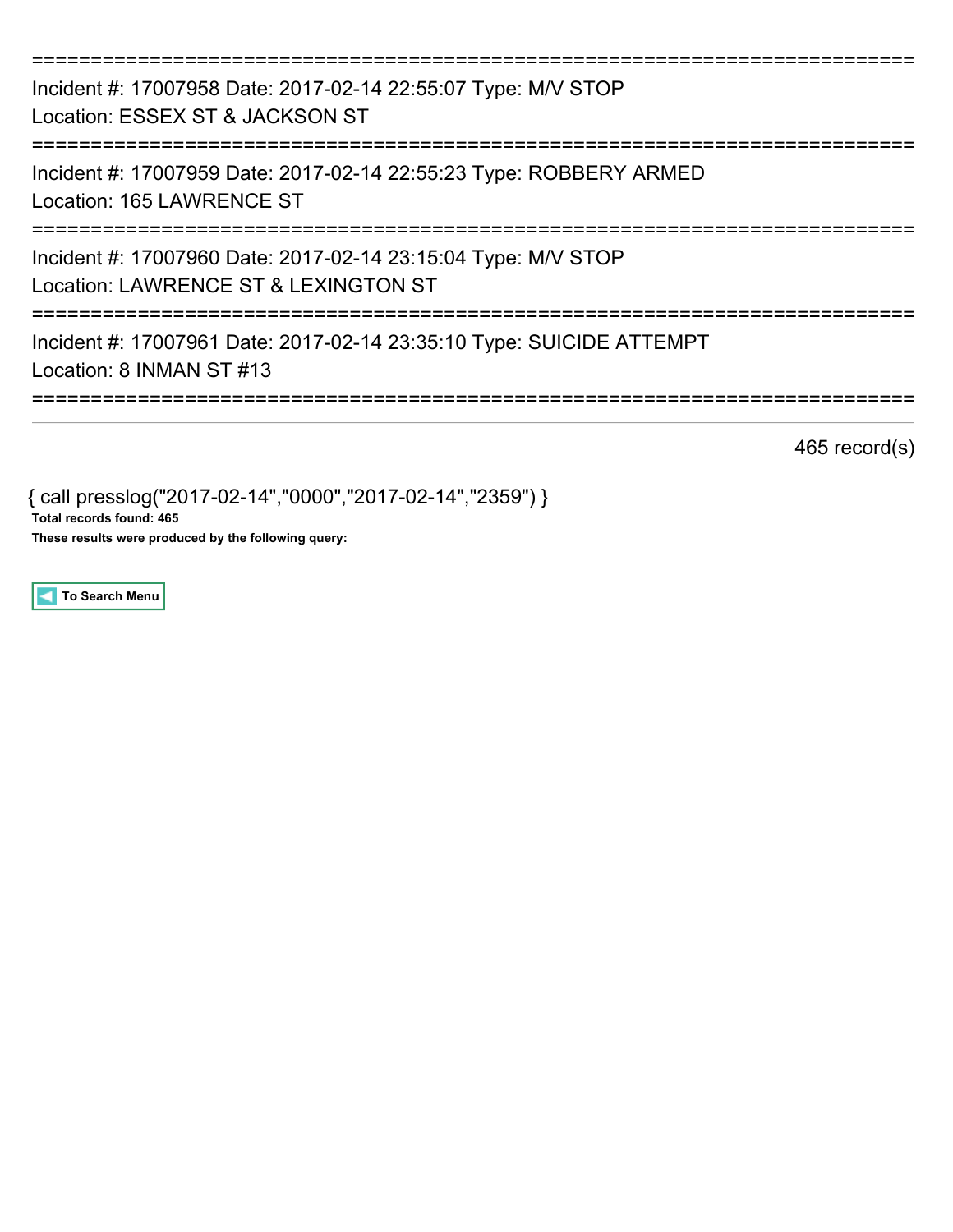===========================================================================

Incident #: 17007958 Date: 2017-02-14 22:55:07 Type: M/V STOP
Location: ESSEX ST & JACKSON ST

===========================================================================

Incident #: 17007959 Date: 2017-02-14 22:55:23 Type: ROBBERY ARMED
Location: 165 LAWRENCE ST

===========================================================================

Incident #: 17007960 Date: 2017-02-14 23:15:04 Type: M/V STOP
Location: LAWRENCE ST & LEXINGTON ST

===========================================================================

Incident #: 17007961 Date: 2017-02-14 23:35:10 Type: SUICIDE ATTEMPT
Location: 8 INMAN ST #13

===========================================================================

465 record(s)

{ call presslog("2017-02-14","0000","2017-02-14","2359") }

**Total records found: 465**

**These results were produced by the following query:**

**To Search Menu**